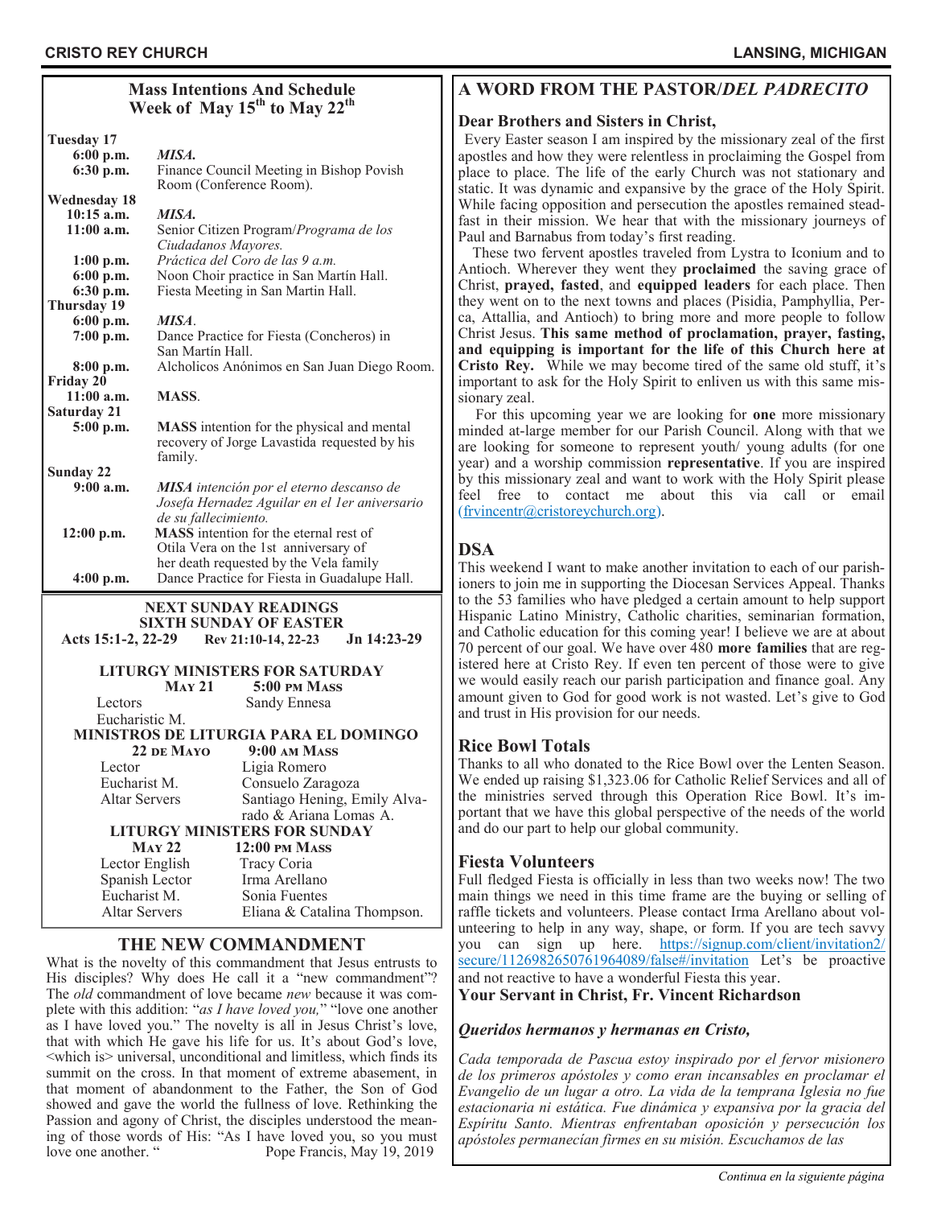## Mass Intentions And Schedule
### Week of May 15th to May 22nd

**Tuesday 17**

| | |
|---|---|
| **6:00 p.m.** | ***MISA.*** |
| **6:30 p.m.** | Finance Council Meeting in Bishop Povish Room (Conference Room). |

**Wednesday 18**

| | |
|---|---|
| **10:15 a.m.** | ***MISA.*** |
| **11:00 a.m.** | Senior Citizen Program/*Programa de los Ciudadanos Mayores.* |
| **1:00 p.m.** | *Práctica del Coro de las 9 a.m.* |
| **6:00 p.m.** | Noon Choir practice in San Martín Hall. |
| **6:30 p.m.** | Fiesta Meeting in San Martin Hall. |

**Thursday 19**

| | |
|---|---|
| **6:00 p.m.** | ***MISA*.** |
| **7:00 p.m.** | Dance Practice for Fiesta (Concheros) in San Martín Hall. |
| **8:00 p.m.** | Alcholicos Anónimos en San Juan Diego Room. |

**Friday 20**

| | |
|---|---|
| **11:00 a.m.** | **MASS**. |

**Saturday 21**

| | |
|---|---|
| **5:00 p.m.** | **MASS** intention for the physical and mental recovery of Jorge Lavastida requested by his family. |

**Sunday 22**

| | |
|---|---|
| **9:00 a.m.** | ***MISA*** *intención por el eterno descanso de Josefa Hernadez Aguilar en el 1er aniversario de su fallecimiento.* |
| **12:00 p.m.** | **MASS** intention for the eternal rest of Otila Vera on the 1st anniversary of her death requested by the Vela family |
| **4:00 p.m.** | Dance Practice for Fiesta in Guadalupe Hall. |

### NEXT SUNDAY READINGS
### SIXTH SUNDAY OF EASTER

**Acts 15:1-2, 22-29 Rev 21:10-14, 22-23 Jn 14:23-29**

### LITURGY MINISTERS FOR SATURDAY

| **May 21** | **5:00 pm Mass** |
|---|---|
| Lectors | Sandy Ennesa |
| Eucharistic M. | |

### MINISTROS DE LITURGIA PARA EL DOMINGO

| **22 de Mayo** | **9:00 am Mass** |
|---|---|
| Lector | Ligia Romero |
| Eucharist M. | Consuelo Zaragoza |
| Altar Servers | Santiago Hening, Emily Alvarado & Ariana Lomas A. |

### LITURGY MINISTERS FOR SUNDAY

| **May 22** | **12:00 pm Mass** |
|---|---|
| Lector English | Tracy Coria |
| Spanish Lector | Irma Arellano |
| Eucharist M. | Sonia Fuentes |
| Altar Servers | Eliana & Catalina Thompson. |

## THE NEW COMMANDMENT

What is the novelty of this commandment that Jesus entrusts to His disciples? Why does He call it a "new commandment"? The *old* commandment of love became *new* because it was complete with this addition: "*as I have loved you,*" "love one another as I have loved you." The novelty is all in Jesus Christ's love, that with which He gave his life for us. It's about God's love, <which is> universal, unconditional and limitless, which finds its summit on the cross. In that moment of extreme abasement, in that moment of abandonment to the Father, the Son of God showed and gave the world the fullness of love. Rethinking the Passion and agony of Christ, the disciples understood the meaning of those words of His: "As I have loved you, so you must love one another. " Pope Francis, May 19, 2019

## A WORD FROM THE PASTOR/*DEL PADRECITO*

### Dear Brothers and Sisters in Christ,

Every Easter season I am inspired by the missionary zeal of the first apostles and how they were relentless in proclaiming the Gospel from place to place. The life of the early Church was not stationary and static. It was dynamic and expansive by the grace of the Holy Spirit. While facing opposition and persecution the apostles remained steadfast in their mission. We hear that with the missionary journeys of Paul and Barnabus from today's first reading.

These two fervent apostles traveled from Lystra to Iconium and to Antioch. Wherever they went they **proclaimed** the saving grace of Christ, **prayed, fasted**, and **equipped leaders** for each place. Then they went on to the next towns and places (Pisidia, Pamphyllia, Perca, Attallia, and Antioch) to bring more and more people to follow Christ Jesus. **This same method of proclamation, prayer, fasting, and equipping is important for the life of this Church here at Cristo Rey.** While we may become tired of the same old stuff, it's important to ask for the Holy Spirit to enliven us with this same missionary zeal.

For this upcoming year we are looking for **one** more missionary minded at-large member for our Parish Council. Along with that we are looking for someone to represent youth/ young adults (for one year) and a worship commission **representative**. If you are inspired by this missionary zeal and want to work with the Holy Spirit please feel free to contact me about this via call or email (frvincentr@cristoreychurch.org).

### DSA

This weekend I want to make another invitation to each of our parishioners to join me in supporting the Diocesan Services Appeal. Thanks to the 53 families who have pledged a certain amount to help support Hispanic Latino Ministry, Catholic charities, seminarian formation, and Catholic education for this coming year! I believe we are at about 70 percent of our goal. We have over 480 **more families** that are registered here at Cristo Rey. If even ten percent of those were to give we would easily reach our parish participation and finance goal. Any amount given to God for good work is not wasted. Let's give to God and trust in His provision for our needs.

### Rice Bowl Totals

Thanks to all who donated to the Rice Bowl over the Lenten Season. We ended up raising $1,323.06 for Catholic Relief Services and all of the ministries served through this Operation Rice Bowl. It's important that we have this global perspective of the needs of the world and do our part to help our global community.

### Fiesta Volunteers

Full fledged Fiesta is officially in less than two weeks now! The two main things we need in this time frame are the buying or selling of raffle tickets and volunteers. Please contact Irma Arellano about volunteering to help in any way, shape, or form. If you are tech savvy you can sign up here. https://signup.com/client/invitation2/secure/1126982650761964089/false#/invitation Let's be proactive and not reactive to have a wonderful Fiesta this year.

**Your Servant in Christ, Fr. Vincent Richardson**

### *Queridos hermanos y hermanas en Cristo,*

*Cada temporada de Pascua estoy inspirado por el fervor misionero de los primeros apóstoles y como eran incansables en proclamar el Evangelio de un lugar a otro. La vida de la temprana Iglesia no fue estacionaria ni estática. Fue dinámica y expansiva por la gracia del Espíritu Santo. Mientras enfrentaban oposición y persecución los apóstoles permanecían firmes en su misión. Escuchamos de las*

*Continua en la siguiente página*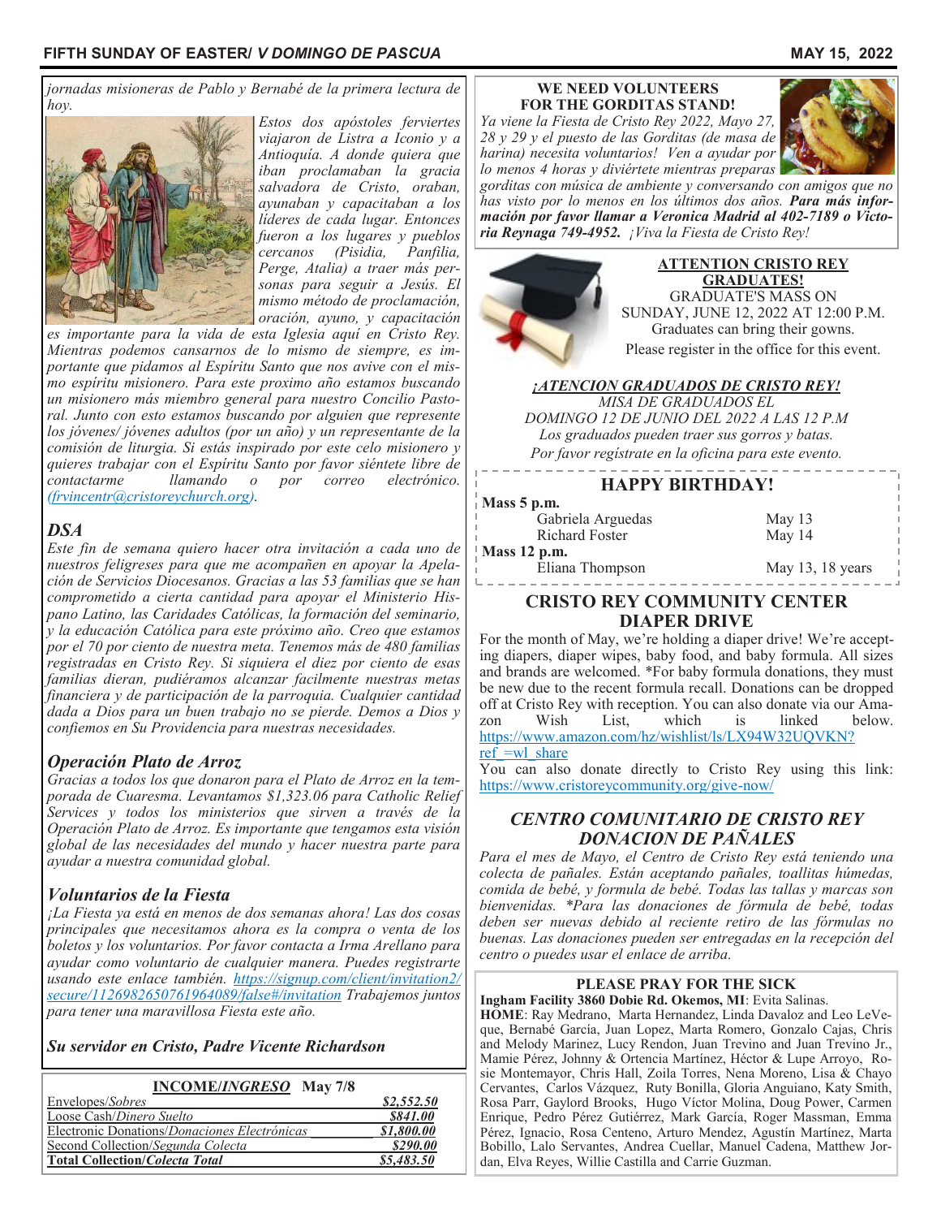*jornadas misioneras de Pablo y Bernabé de la primera lectura de hoy.*

*Estos dos apóstoles fervientes viajaron de Listra a Iconio y a Antioquía. A donde quiera que iban proclamaban la gracia salvadora de Cristo, oraban, ayunaban y capacitaban a los líderes de cada lugar. Entonces fueron a los lugares y pueblos cercanos (Pisidia, Panfilia, Perge, Atalia) a traer más personas para seguir a Jesús. El mismo método de proclamación, oración, ayuno, y capacitación es importante para la vida de esta Iglesia aquí en Cristo Rey. Mientras podemos cansarnos de lo mismo de siempre, es importante que pidamos al Espíritu Santo que nos avive con el mismo espíritu misionero. Para este proximo año estamos buscando un misionero más miembro general para nuestro Concilio Pastoral. Junto con esto estamos buscando por alguien que represente los jóvenes/ jóvenes adultos (por un año) y un representante de la comisión de liturgia. Si estás inspirado por este celo misionero y quieres trabajar con el Espíritu Santo por favor siéntete libre de contactarme llamando o por correo electrónico. (frvincentr@cristoreychurch.org).*

## DSA

*Este fin de semana quiero hacer otra invitación a cada uno de nuestros feligreses para que me acompañen en apoyar la Apelación de Servicios Diocesanos. Gracias a las 53 familias que se han comprometido a cierta cantidad para apoyar el Ministerio Hispano Latino, las Caridades Católicas, la formación del seminario, y la educación Católica para este próximo año. Creo que estamos por el 70 por ciento de nuestra meta. Tenemos más de 480 familias registradas en Cristo Rey. Si siquiera el diez por ciento de esas familias dieran, pudiéramos alcanzar facilmente nuestras metas financiera y de participación de la parroquia. Cualquier cantidad dada a Dios para un buen trabajo no se pierde. Demos a Dios y confiemos en Su Providencia para nuestras necesidades.*

## Operación Plato de Arroz

*Gracias a todos los que donaron para el Plato de Arroz en la temporada de Cuaresma. Levantamos $1,323.06 para Catholic Relief Services y todos los ministerios que sirven a través de la Operación Plato de Arroz. Es importante que tengamos esta visión global de las necesidades del mundo y hacer nuestra parte para ayudar a nuestra comunidad global.*

## Voluntarios de la Fiesta

*¡La Fiesta ya está en menos de dos semanas ahora! Las dos cosas principales que necesitamos ahora es la compra o venta de los boletos y los voluntarios. Por favor contacta a Irma Arellano para ayudar como voluntario de cualquier manera. Puedes registrarte usando este enlace también. https://signup.com/client/invitation2/secure/1126982650761964089/false#/invitation Trabajemos juntos para tener una maravillosa Fiesta este año.*

***Su servidor en Cristo, Padre Vicente Richardson***

**INCOME/*INGRESO*  May 7/8**

| | |
|---|---|
| Envelopes/*Sobres* | *$2,552.50* |
| Loose Cash/*Dinero Suelto* | *$841.00* |
| Electronic Donations/*Donaciones Electrónicas* | *$1,800.00* |
| Second Collection/*Segunda Colecta* | *$290.00* |
| **Total Collection/*Colecta Total*** | ***$5,483.50*** |

**WE NEED VOLUNTEERS FOR THE GORDITAS STAND!**

*Ya viene la Fiesta de Cristo Rey 2022, Mayo 27, 28 y 29 y el puesto de las Gorditas (de masa de harina) necesita voluntarios! Ven a ayudar por lo menos 4 horas y diviértete mientras preparas gorditas con música de ambiente y conversando con amigos que no has visto por lo menos en los últimos dos años. **Para más información por favor llamar a Veronica Madrid al 402-7189 o Victoria Reynaga 749-4952.** ¡Viva la Fiesta de Cristo Rey!*

**ATTENTION CRISTO REY GRADUATES!**

GRADUATE'S MASS ON SUNDAY, JUNE 12, 2022 AT 12:00 P.M.
Graduates can bring their gowns.
Please register in the office for this event.

***¡ATENCION GRADUADOS DE CRISTO REY!***

*MISA DE GRADUADOS EL DOMINGO 12 DE JUNIO DEL 2022 A LAS 12 P.M*
*Los graduados pueden traer sus gorros y batas.*
*Por favor regístrate en la oficina para este evento.*

## HAPPY BIRTHDAY!

**Mass 5 p.m.**

| | |
|---|---|
| Gabriela Arguedas | May 13 |
| Richard Foster | May 14 |

**Mass 12 p.m.**

| | |
|---|---|
| Eliana Thompson | May 13, 18 years |

## CRISTO REY COMMUNITY CENTER DIAPER DRIVE

For the month of May, we're holding a diaper drive! We're accepting diapers, diaper wipes, baby food, and baby formula. All sizes and brands are welcomed. *For baby formula donations, they must be new due to the recent formula recall. Donations can be dropped off at Cristo Rey with reception. You can also donate via our Amazon Wish List, which is linked below. https://www.amazon.com/hz/wishlist/ls/LX94W32UQVKN?ref_=wl_share

You can also donate directly to Cristo Rey using this link: https://www.cristoreycommunity.org/give-now/

## *CENTRO COMUNITARIO DE CRISTO REY DONACION DE PAÑALES*

*Para el mes de Mayo, el Centro de Cristo Rey está teniendo una colecta de pañales. Están aceptando pañales, toallitas húmedas, comida de bebé, y formula de bebé. Todas las tallas y marcas son bienvenidas. *Para las donaciones de fórmula de bebé, todas deben ser nuevas debido al reciente retiro de las fórmulas no buenas. Las donaciones pueden ser entregadas en la recepción del centro o puedes usar el enlace de arriba.*

**PLEASE PRAY FOR THE SICK**

**Ingham Facility 3860 Dobie Rd. Okemos, MI**: Evita Salinas.

**HOME**: Ray Medrano, Marta Hernandez, Linda Davaloz and Leo LeVeque, Bernabé García, Juan Lopez, Marta Romero, Gonzalo Cajas, Chris and Melody Marinez, Lucy Rendon, Juan Trevino and Juan Trevino Jr., Mamie Pérez, Johnny & Ortencia Martínez, Héctor & Lupe Arroyo, Rosie Montemayor, Chris Hall, Zoila Torres, Nena Moreno, Lisa & Chayo Cervantes, Carlos Vázquez, Ruty Bonilla, Gloria Anguiano, Katy Smith, Rosa Parr, Gaylord Brooks, Hugo Víctor Molina, Doug Power, Carmen Enrique, Pedro Pérez Gutiérrez, Mark García, Roger Massman, Emma Pérez, Ignacio, Rosa Centeno, Arturo Mendez, Agustín Martínez, Marta Bobillo, Lalo Servantes, Andrea Cuellar, Manuel Cadena, Matthew Jordan, Elva Reyes, Willie Castilla and Carrie Guzman.